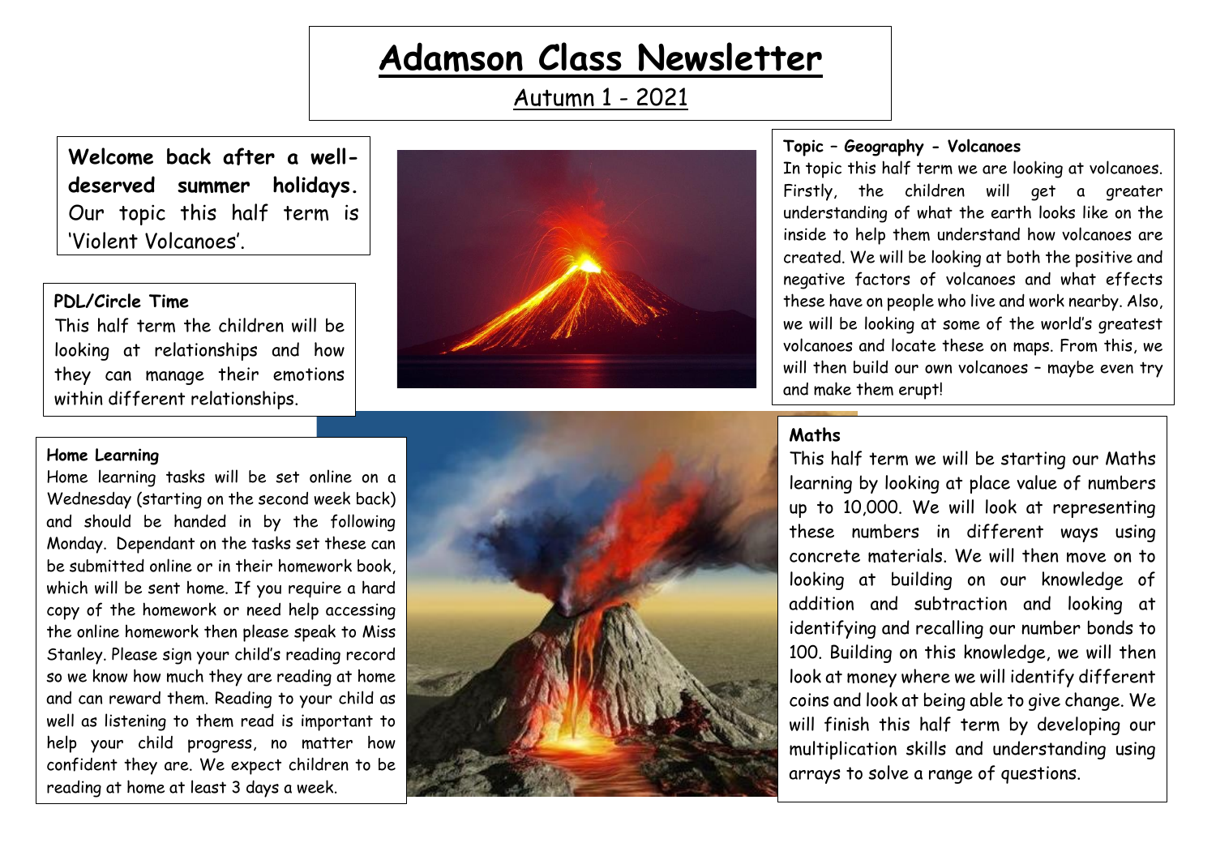# Adamson Class Newsletter

Autumn 1 - 2021

**Welcome back after a well-deserved summer holidays.** Our topic this half term is 'Violent Volcanoes'.

**PDL/Circle Time**

This half term the children will be looking at relationships and how they can manage their emotions within different relationships.

**Home Learning**

Home learning tasks will be set online on a Wednesday (starting on the second week back) and should be handed in by the following Monday. Dependant on the tasks set these can be submitted online or in their homework book, which will be sent home. If you require a hard copy of the homework or need help accessing the online homework then please speak to Miss Stanley. Please sign your child's reading record so we know how much they are reading at home and can reward them. Reading to your child as well as listening to them read is important to help your child progress, no matter how confident they are. We expect children to be reading at home at least 3 days a week.

**Topic – Geography - Volcanoes**

In topic this half term we are looking at volcanoes. Firstly, the children will get a greater understanding of what the earth looks like on the inside to help them understand how volcanoes are created. We will be looking at both the positive and negative factors of volcanoes and what effects these have on people who live and work nearby. Also, we will be looking at some of the world's greatest volcanoes and locate these on maps. From this, we will then build our own volcanoes – maybe even try and make them erupt!

**Maths**

This half term we will be starting our Maths learning by looking at place value of numbers up to 10,000. We will look at representing these numbers in different ways using concrete materials. We will then move on to looking at building on our knowledge of addition and subtraction and looking at identifying and recalling our number bonds to 100. Building on this knowledge, we will then look at money where we will identify different coins and look at being able to give change. We will finish this half term by developing our multiplication skills and understanding using arrays to solve a range of questions.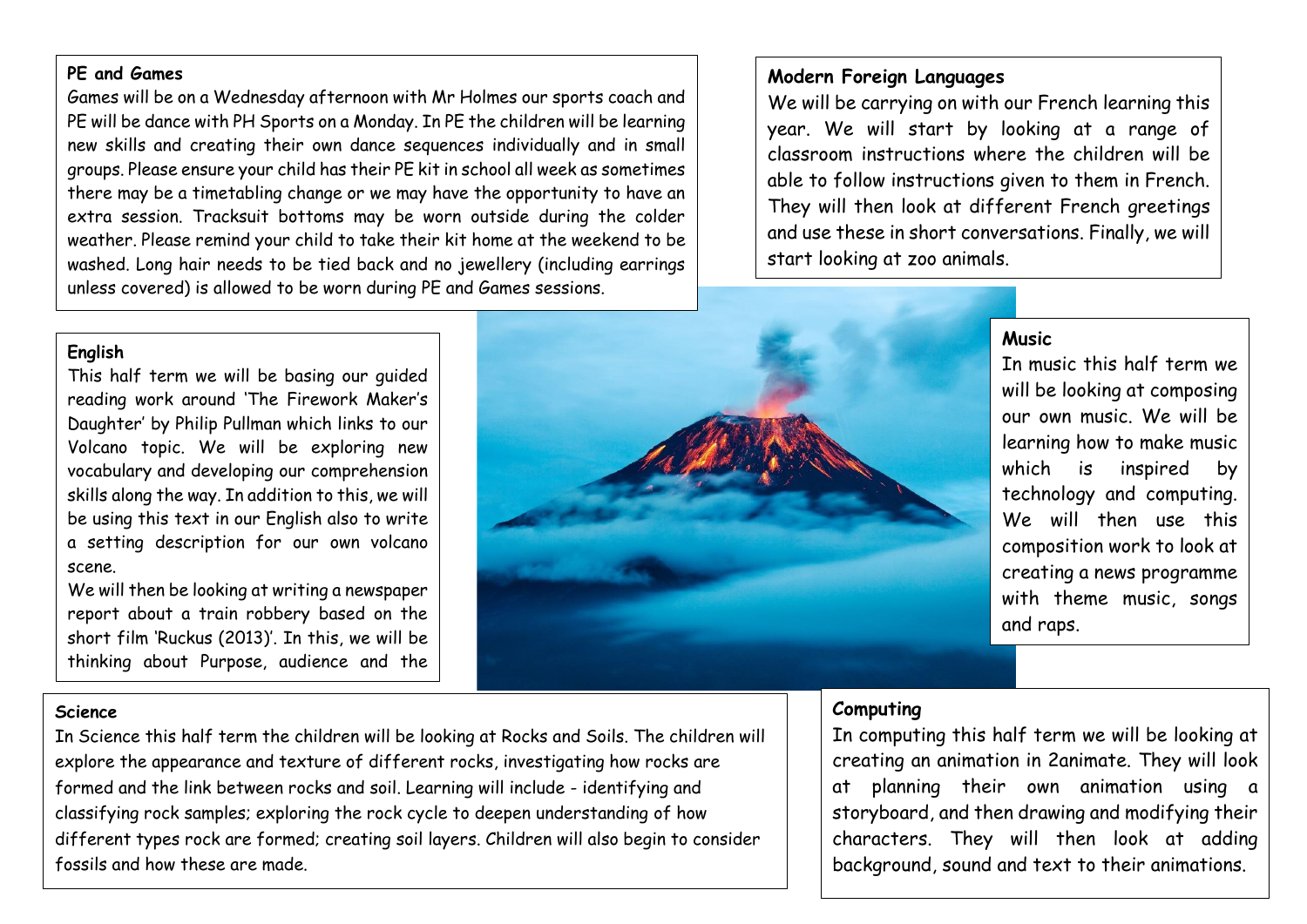## PE and Games

Games will be on a Wednesday afternoon with Mr Holmes our sports coach and PE will be dance with PH Sports on a Monday. In PE the children will be learning new skills and creating their own dance sequences individually and in small groups. Please ensure your child has their PE kit in school all week as sometimes there may be a timetabling change or we may have the opportunity to have an extra session. Tracksuit bottoms may be worn outside during the colder weather. Please remind your child to take their kit home at the weekend to be washed. Long hair needs to be tied back and no jewellery (including earrings unless covered) is allowed to be worn during PE and Games sessions.

## Modern Foreign Languages

We will be carrying on with our French learning this year. We will start by looking at a range of classroom instructions where the children will be able to follow instructions given to them in French. They will then look at different French greetings and use these in short conversations. Finally, we will start looking at zoo animals.

## English

This half term we will be basing our guided reading work around 'The Firework Maker's Daughter' by Philip Pullman which links to our Volcano topic. We will be exploring new vocabulary and developing our comprehension skills along the way. In addition to this, we will be using this text in our English also to write a setting description for our own volcano scene.

We will then be looking at writing a newspaper report about a train robbery based on the short film 'Ruckus (2013)'. In this, we will be thinking about Purpose, audience and the

## Music

In music this half term we will be looking at composing our own music. We will be learning how to make music which is inspired by technology and computing. We will then use this composition work to look at creating a news programme with theme music, songs and raps.

## Science

In Science this half term the children will be looking at Rocks and Soils. The children will explore the appearance and texture of different rocks, investigating how rocks are formed and the link between rocks and soil. Learning will include - identifying and classifying rock samples; exploring the rock cycle to deepen understanding of how different types rock are formed; creating soil layers. Children will also begin to consider fossils and how these are made.

## Computing

In computing this half term we will be looking at creating an animation in 2animate. They will look at planning their own animation using a storyboard, and then drawing and modifying their characters. They will then look at adding background, sound and text to their animations.